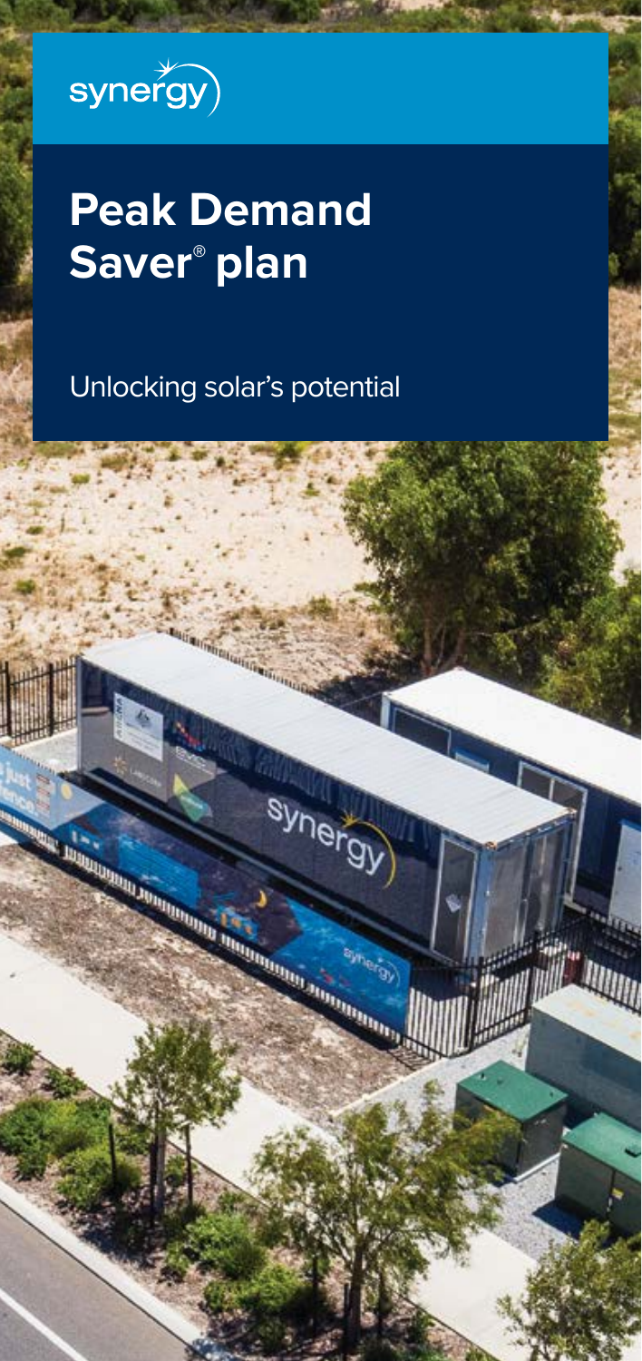synergy

# Peak Demand Saver® plan

Unlocking solar's potential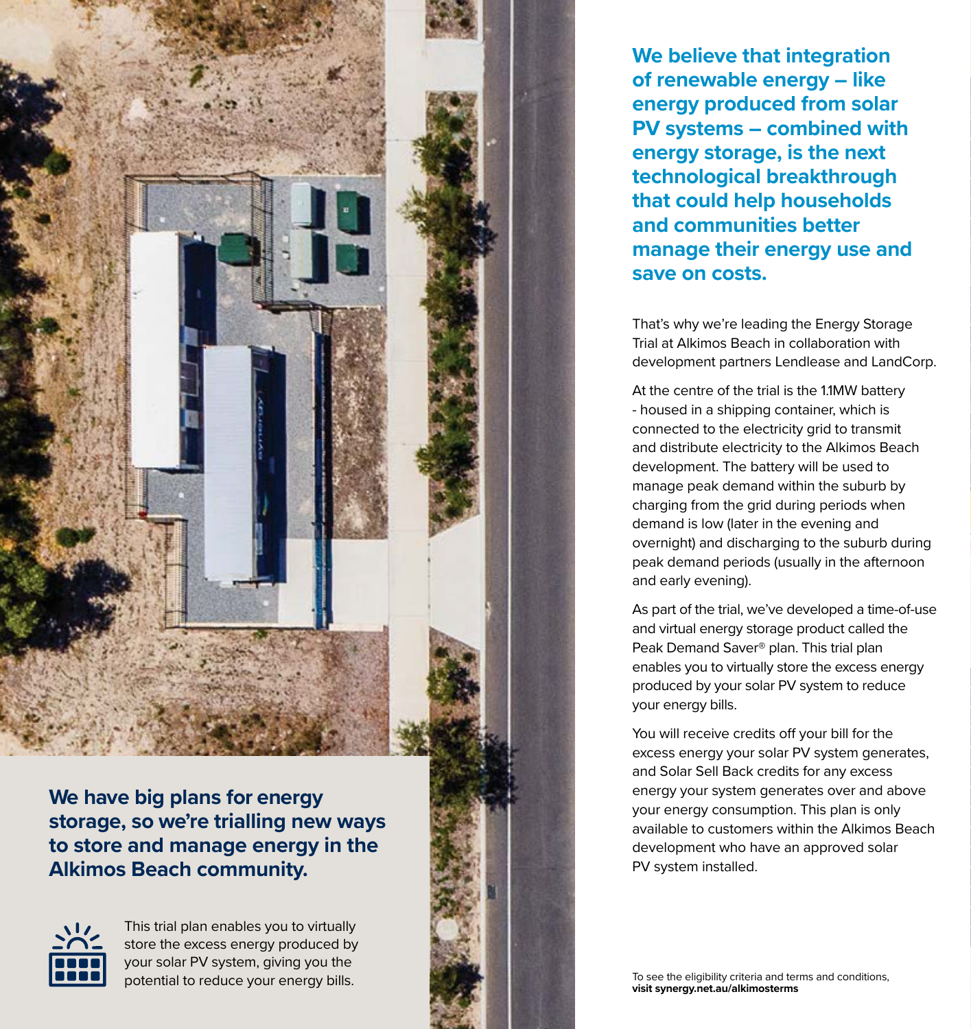## We have big plans for energy storage, so we're trialling new ways to store and manage energy in the Alkimos Beach community.

This trial plan enables you to virtually store the excess energy produced by your solar PV system, giving you the potential to reduce your energy bills.

## We believe that integration of renewable energy – like energy produced from solar PV systems – combined with energy storage, is the next technological breakthrough that could help households and communities better manage their energy use and save on costs.

That's why we're leading the Energy Storage Trial at Alkimos Beach in collaboration with development partners Lendlease and LandCorp.

At the centre of the trial is the 1.1MW battery - housed in a shipping container, which is connected to the electricity grid to transmit and distribute electricity to the Alkimos Beach development. The battery will be used to manage peak demand within the suburb by charging from the grid during periods when demand is low (later in the evening and overnight) and discharging to the suburb during peak demand periods (usually in the afternoon and early evening).

As part of the trial, we've developed a time-of-use and virtual energy storage product called the Peak Demand Saver® plan. This trial plan enables you to virtually store the excess energy produced by your solar PV system to reduce your energy bills.

You will receive credits off your bill for the excess energy your solar PV system generates, and Solar Sell Back credits for any excess energy your system generates over and above your energy consumption. This plan is only available to customers within the Alkimos Beach development who have an approved solar PV system installed.

To see the eligibility criteria and terms and conditions, **visit synergy.net.au/alkimosterms**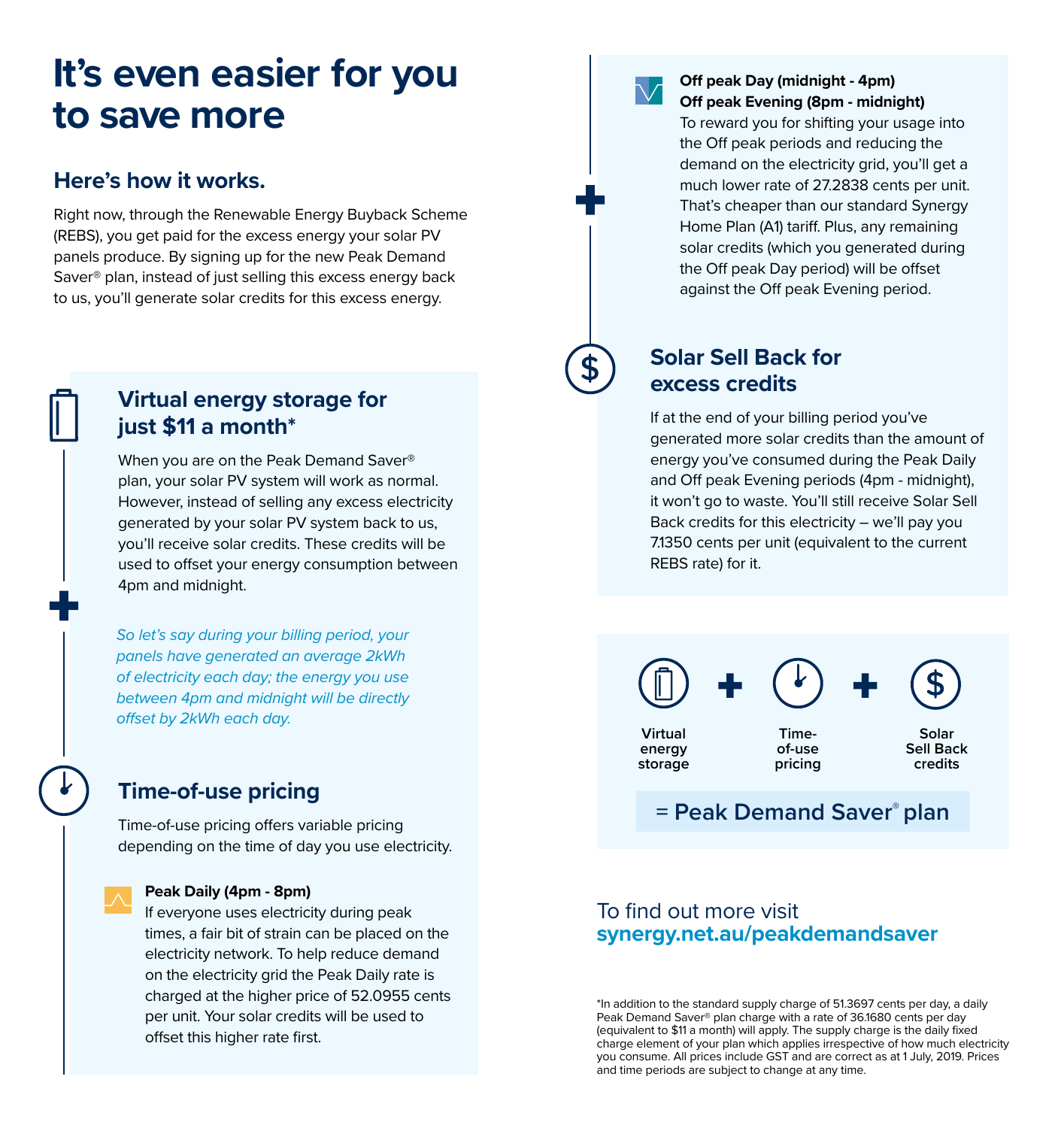# It's even easier for you to save more

## Here's how it works.

Right now, through the Renewable Energy Buyback Scheme (REBS), you get paid for the excess energy your solar PV panels produce. By signing up for the new Peak Demand Saver® plan, instead of just selling this excess energy back to us, you'll generate solar credits for this excess energy.

### Virtual energy storage for just $11 a month*

When you are on the Peak Demand Saver® plan, your solar PV system will work as normal. However, instead of selling any excess electricity generated by your solar PV system back to us, you'll receive solar credits. These credits will be used to offset your energy consumption between 4pm and midnight.

*So let's say during your billing period, your panels have generated an average 2kWh of electricity each day; the energy you use between 4pm and midnight will be directly offset by 2kWh each day.*

### Time-of-use pricing

Time-of-use pricing offers variable pricing depending on the time of day you use electricity.

**Peak Daily (4pm - 8pm)**
If everyone uses electricity during peak times, a fair bit of strain can be placed on the electricity network. To help reduce demand on the electricity grid the Peak Daily rate is charged at the higher price of 52.0955 cents per unit. Your solar credits will be used to offset this higher rate first.

**Off peak Day (midnight - 4pm)**
**Off peak Evening (8pm - midnight)**
To reward you for shifting your usage into the Off peak periods and reducing the demand on the electricity grid, you'll get a much lower rate of 27.2838 cents per unit. That's cheaper than our standard Synergy Home Plan (A1) tariff. Plus, any remaining solar credits (which you generated during the Off peak Day period) will be offset against the Off peak Evening period.

### Solar Sell Back for excess credits

If at the end of your billing period you've generated more solar credits than the amount of energy you've consumed during the Peak Daily and Off peak Evening periods (4pm - midnight), it won't go to waste. You'll still receive Solar Sell Back credits for this electricity – we'll pay you 7.1350 cents per unit (equivalent to the current REBS rate) for it.

Virtual energy storage + Time-of-use pricing + Solar Sell Back credits

**= Peak Demand Saver® plan**

To find out more visit **synergy.net.au/peakdemandsaver**

*In addition to the standard supply charge of 51.3697 cents per day, a daily Peak Demand Saver® plan charge with a rate of 36.1680 cents per day (equivalent to $11 a month) will apply. The supply charge is the daily fixed charge element of your plan which applies irrespective of how much electricity you consume. All prices include GST and are correct as at 1 July, 2019. Prices and time periods are subject to change at any time.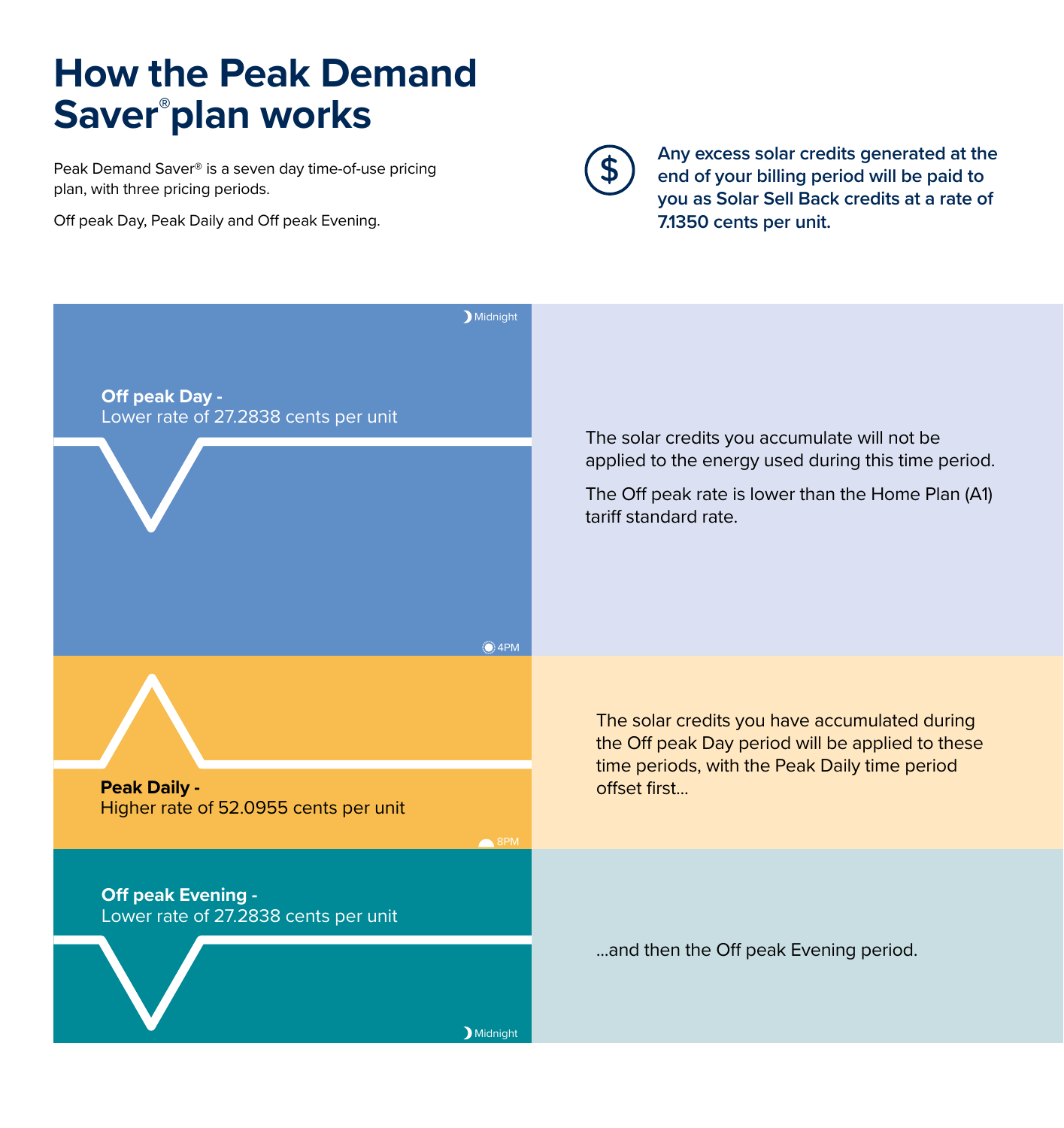# How the Peak Demand Saver® plan works

Peak Demand Saver® is a seven day time-of-use pricing plan, with three pricing periods.

Off peak Day, Peak Daily and Off peak Evening.

**Any excess solar credits generated at the end of your billing period will be paid to you as Solar Sell Back credits at a rate of 7.1350 cents per unit.**

Midnight

**Off peak Day -**
Lower rate of 27.2838 cents per unit

4PM

The solar credits you accumulate will not be applied to the energy used during this time period.

The Off peak rate is lower than the Home Plan (A1) tariff standard rate.

**Peak Daily -**
Higher rate of 52.0955 cents per unit

8PM

The solar credits you have accumulated during the Off peak Day period will be applied to these time periods, with the Peak Daily time period offset first...

**Off peak Evening -**
Lower rate of 27.2838 cents per unit

Midnight

...and then the Off peak Evening period.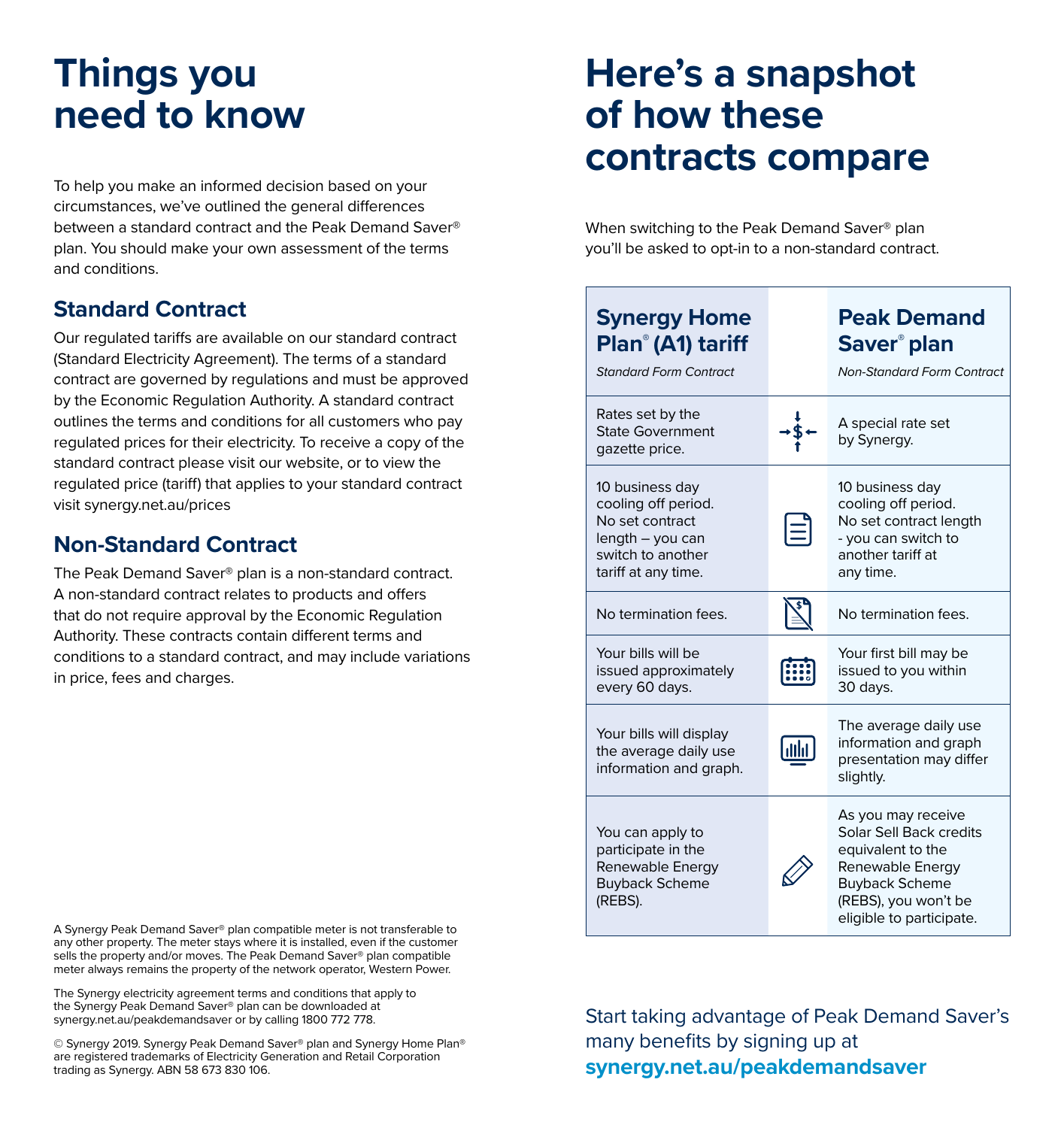# Things you need to know

To help you make an informed decision based on your circumstances, we've outlined the general differences between a standard contract and the Peak Demand Saver® plan. You should make your own assessment of the terms and conditions.

## Standard Contract

Our regulated tariffs are available on our standard contract (Standard Electricity Agreement). The terms of a standard contract are governed by regulations and must be approved by the Economic Regulation Authority. A standard contract outlines the terms and conditions for all customers who pay regulated prices for their electricity. To receive a copy of the standard contract please visit our website, or to view the regulated price (tariff) that applies to your standard contract visit synergy.net.au/prices

## Non-Standard Contract

The Peak Demand Saver® plan is a non-standard contract. A non-standard contract relates to products and offers that do not require approval by the Economic Regulation Authority. These contracts contain different terms and conditions to a standard contract, and may include variations in price, fees and charges.

A Synergy Peak Demand Saver® plan compatible meter is not transferable to any other property. The meter stays where it is installed, even if the customer sells the property and/or moves. The Peak Demand Saver® plan compatible meter always remains the property of the network operator, Western Power.

The Synergy electricity agreement terms and conditions that apply to the Synergy Peak Demand Saver® plan can be downloaded at synergy.net.au/peakdemandsaver or by calling 1800 772 778.

© Synergy 2019. Synergy Peak Demand Saver® plan and Synergy Home Plan® are registered trademarks of Electricity Generation and Retail Corporation trading as Synergy. ABN 58 673 830 106.

# Here's a snapshot of how these contracts compare

When switching to the Peak Demand Saver® plan you'll be asked to opt-in to a non-standard contract.

| **Synergy Home Plan® (A1) tariff** *Standard Form Contract* | **Peak Demand Saver® plan** *Non-Standard Form Contract* |
|---|---|
| Rates set by the State Government gazette price. | A special rate set by Synergy. |
| 10 business day cooling off period. No set contract length – you can switch to another tariff at any time. | 10 business day cooling off period. No set contract length - you can switch to another tariff at any time. |
| No termination fees. | No termination fees. |
| Your bills will be issued approximately every 60 days. | Your first bill may be issued to you within 30 days. |
| Your bills will display the average daily use information and graph. | The average daily use information and graph presentation may differ slightly. |
| You can apply to participate in the Renewable Energy Buyback Scheme (REBS). | As you may receive Solar Sell Back credits equivalent to the Renewable Energy Buyback Scheme (REBS), you won't be eligible to participate. |

Start taking advantage of Peak Demand Saver's many benefits by signing up at **synergy.net.au/peakdemandsaver**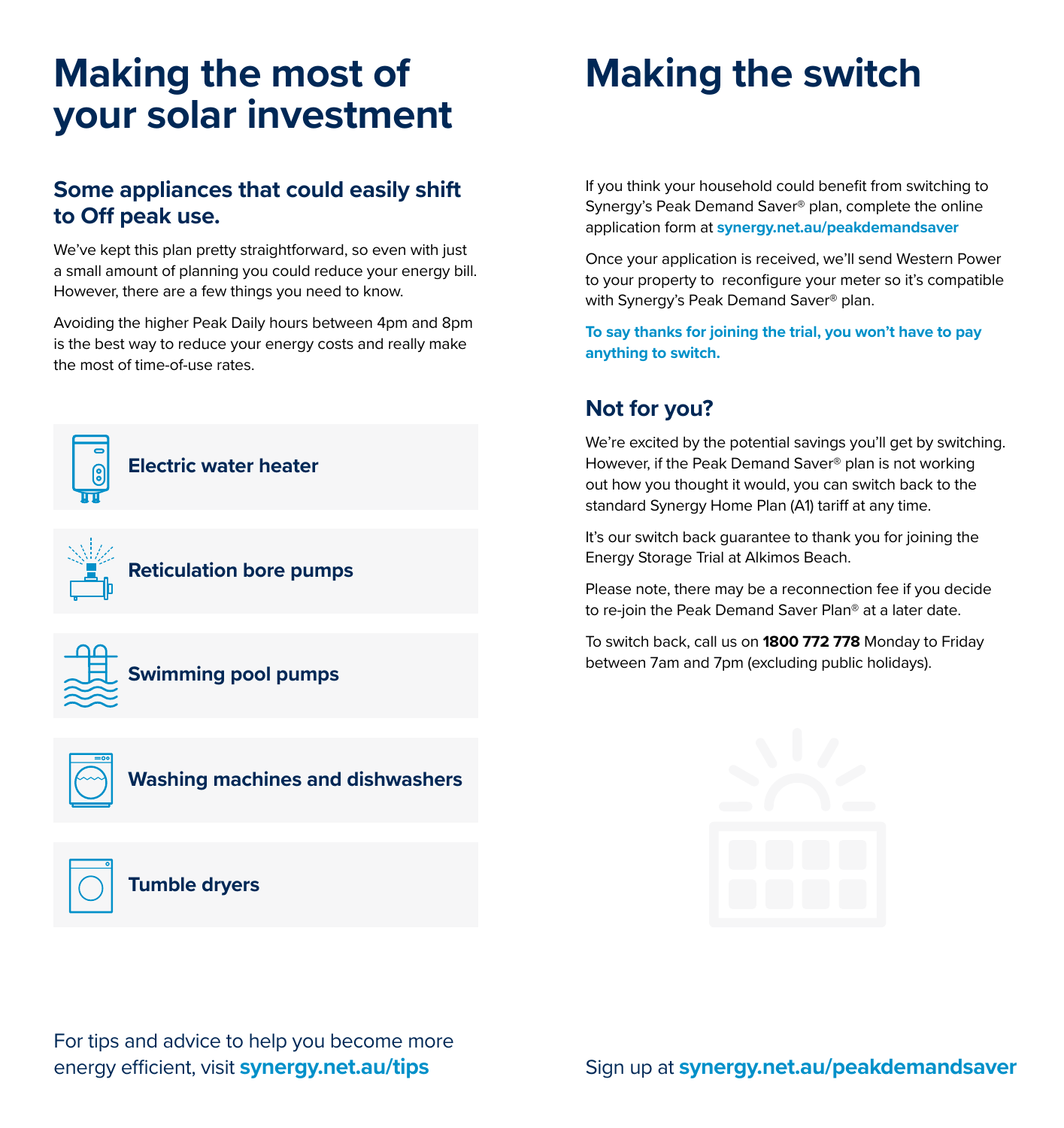# Making the most of your solar investment

## Some appliances that could easily shift to Off peak use.

We've kept this plan pretty straightforward, so even with just a small amount of planning you could reduce your energy bill. However, there are a few things you need to know.

Avoiding the higher Peak Daily hours between 4pm and 8pm is the best way to reduce your energy costs and really make the most of time-of-use rates.

- **Electric water heater**
- **Reticulation bore pumps**
- **Swimming pool pumps**
- **Washing machines and dishwashers**
- **Tumble dryers**

For tips and advice to help you become more energy efficient, visit **synergy.net.au/tips**

# Making the switch

If you think your household could benefit from switching to Synergy's Peak Demand Saver® plan, complete the online application form at **synergy.net.au/peakdemandsaver**

Once your application is received, we'll send Western Power to your property to reconfigure your meter so it's compatible with Synergy's Peak Demand Saver® plan.

**To say thanks for joining the trial, you won't have to pay anything to switch.**

## Not for you?

We're excited by the potential savings you'll get by switching. However, if the Peak Demand Saver® plan is not working out how you thought it would, you can switch back to the standard Synergy Home Plan (A1) tariff at any time.

It's our switch back guarantee to thank you for joining the Energy Storage Trial at Alkimos Beach.

Please note, there may be a reconnection fee if you decide to re-join the Peak Demand Saver Plan® at a later date.

To switch back, call us on **1800 772 778** Monday to Friday between 7am and 7pm (excluding public holidays).

Sign up at **synergy.net.au/peakdemandsaver**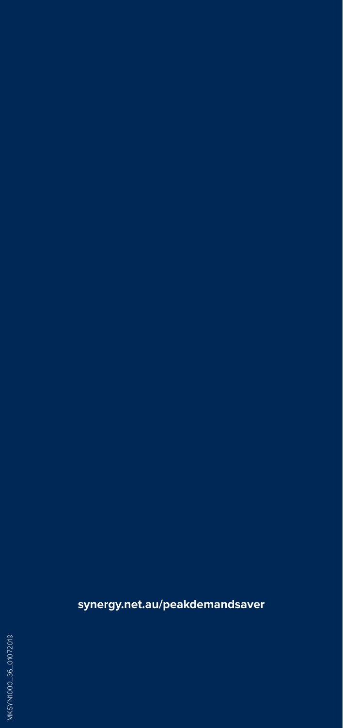synergy.net.au/peakdemandsaver

MKSYN1000_36_01072019